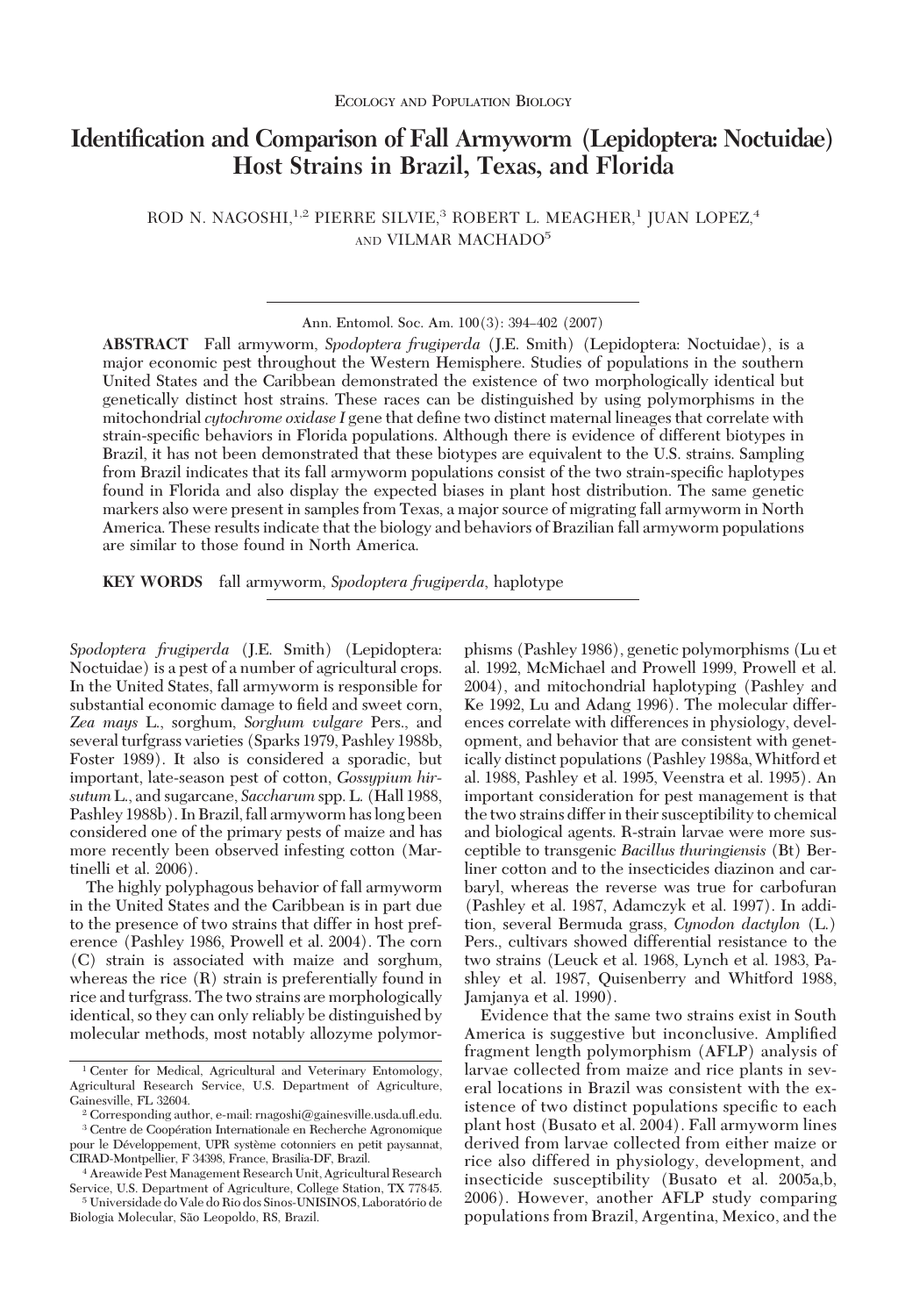Ecology and Population Biology

# Identification and Comparison of Fall Armyworm (Lepidoptera: Noctuidae) Host Strains in Brazil, Texas, and Florida

ROD N. NAGOSHI,[1,2] PIERRE SILVIE,[3] ROBERT L. MEAGHER,[1] JUAN LOPEZ,[4] AND VILMAR MACHADO[5]

**ABSTRACT** Fall armyworm, *Spodoptera frugiperda* (J.E. Smith) (Lepidoptera: Noctuidae), is a major economic pest throughout the Western Hemisphere. Studies of populations in the southern United States and the Caribbean demonstrated the existence of two morphologically identical but genetically distinct host strains. These races can be distinguished by using polymorphisms in the mitochondrial *cytochrome oxidase I* gene that define two distinct maternal lineages that correlate with strain-specific behaviors in Florida populations. Although there is evidence of different biotypes in Brazil, it has not been demonstrated that these biotypes are equivalent to the U.S. strains. Sampling from Brazil indicates that its fall armyworm populations consist of the two strain-specific haplotypes found in Florida and also display the expected biases in plant host distribution. The same genetic markers also were present in samples from Texas, a major source of migrating fall armyworm in North America. These results indicate that the biology and behaviors of Brazilian fall armyworm populations are similar to those found in North America.

**KEY WORDS** fall armyworm, *Spodoptera frugiperda*, haplotype

*Spodoptera frugiperda* (J.E. Smith) (Lepidoptera: Noctuidae) is a pest of a number of agricultural crops. In the United States, fall armyworm is responsible for substantial economic damage to field and sweet corn, *Zea mays* L., sorghum, *Sorghum vulgare* Pers., and several turfgrass varieties (Sparks 1979, Pashley 1988b, Foster 1989). It also is considered a sporadic, but important, late-season pest of cotton, *Gossypium hirsutum* L., and sugarcane, *Saccharum* spp. L. (Hall 1988, Pashley 1988b). In Brazil, fall armyworm has long been considered one of the primary pests of maize and has more recently been observed infesting cotton (Martinelli et al. 2006).

The highly polyphagous behavior of fall armyworm in the United States and the Caribbean is in part due to the presence of two strains that differ in host preference (Pashley 1986, Prowell et al. 2004). The corn (C) strain is associated with maize and sorghum, whereas the rice (R) strain is preferentially found in rice and turfgrass. The two strains are morphologically identical, so they can only reliably be distinguished by molecular methods, most notably allozyme polymorphisms (Pashley 1986), genetic polymorphisms (Lu et al. 1992, McMichael and Prowell 1999, Prowell et al. 2004), and mitochondrial haplotyping (Pashley and Ke 1992, Lu and Adang 1996). The molecular differences correlate with differences in physiology, development, and behavior that are consistent with genetically distinct populations (Pashley 1988a, Whitford et al. 1988, Pashley et al. 1995, Veenstra et al. 1995). An important consideration for pest management is that the two strains differ in their susceptibility to chemical and biological agents. R-strain larvae were more susceptible to transgenic *Bacillus thuringiensis* (Bt) Berliner cotton and to the insecticides diazinon and carbaryl, whereas the reverse was true for carbofuran (Pashley et al. 1987, Adamczyk et al. 1997). In addition, several Bermuda grass, *Cynodon dactylon* (L.) Pers., cultivars showed differential resistance to the two strains (Leuck et al. 1968, Lynch et al. 1983, Pashley et al. 1987, Quisenberry and Whitford 1988, Jamjanya et al. 1990).

Evidence that the same two strains exist in South America is suggestive but inconclusive. Amplified fragment length polymorphism (AFLP) analysis of larvae collected from maize and rice plants in several locations in Brazil was consistent with the existence of two distinct populations specific to each plant host (Busato et al. 2004). Fall armyworm lines derived from larvae collected from either maize or rice also differed in physiology, development, and insecticide susceptibility (Busato et al. 2005a,b, 2006). However, another AFLP study comparing populations from Brazil, Argentina, Mexico, and the

[1] Center for Medical, Agricultural and Veterinary Entomology, Agricultural Research Service, U.S. Department of Agriculture, Gainesville, FL 32604.

[2] Corresponding author, e-mail: rnagoshi@gainesville.usda.ufl.edu.

[3] Centre de Coopération Internationale en Recherche Agronomique pour le Développement, UPR système cotonniers en petit paysannat, CIRAD-Montpellier, F 34398, France, Brasilia-DF, Brazil.

[4] Areawide Pest Management Research Unit, Agricultural Research Service, U.S. Department of Agriculture, College Station, TX 77845.

[5] Universidade do Vale do Rio dos Sinos-UNISINOS, Laboratório de Biologia Molecular, São Leopoldo, RS, Brazil.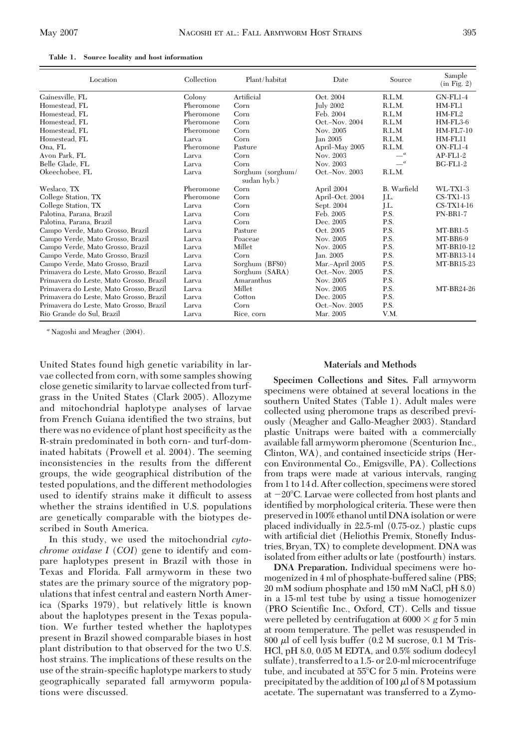**Table 1. Source locality and host information**

| Location | Collection | Plant/habitat | Date | Source | Sample (in Fig. 2) |
|---|---|---|---|---|---|
| Gainesville, FL | Colony | Artificial | Oct. 2004 | R.L.M. | GN-FL1-4 |
| Homestead, FL | Pheromone | Corn | July 2002 | R.L.M. | HM-FL1 |
| Homestead, FL | Pheromone | Corn | Feb. 2004 | R.L.M | HM-FL2 |
| Homestead, FL | Pheromone | Corn | Oct.–Nov. 2004 | R.L.M | HM-FL3-6 |
| Homestead, FL | Pheromone | Corn | Nov. 2005 | R.L.M | HM-FL7-10 |
| Homestead, FL | Larva | Corn | Jan 2005 | R.L.M. | HM-FL11 |
| Ona, FL | Pheromone | Pasture | April–May 2005 | R.L.M. | ON-FL1-4 |
| Avon Park, FL | Larva | Corn | Nov. 2003 | —[a] | AP-FL1-2 |
| Belle Glade, FL | Larva | Corn | Nov. 2003 | —[a] | BG-FL1-2 |
| Okeechobee, FL | Larva | Sorghum (sorghum/sudan hyb.) | Oct.–Nov. 2003 | R.L.M. | |
| Weslaco, TX | Pheromone | Corn | April 2004 | B. Warfield | WL-TX1-3 |
| College Station, TX | Pheromone | Corn | April–Oct. 2004 | J.L. | CS-TX1-13 |
| College Station, TX | Larva | Corn | Sept. 2004 | J.L. | CS-TX14-16 |
| Palotina, Parana, Brazil | Larva | Corn | Feb. 2005 | P.S. | PN-BR1-7 |
| Palotina, Parana, Brazil | Larva | Corn | Dec. 2005 | P.S. | |
| Campo Verde, Mato Grosso, Brazil | Larva | Pasture | Oct. 2005 | P.S. | MT-BR1-5 |
| Campo Verde, Mato Grosso, Brazil | Larva | Poaceae | Nov. 2005 | P.S. | MT-BR6-9 |
| Campo Verde, Mato Grosso, Brazil | Larva | Millet | Nov. 2005 | P.S. | MT-BR10-12 |
| Campo Verde, Mato Grosso, Brazil | Larva | Corn | Jan. 2005 | P.S. | MT-BR13-14 |
| Campo Verde, Mato Grosso, Brazil | Larva | Sorghum (BF80) | Mar.–April 2005 | P.S. | MT-BR15-23 |
| Primavera do Leste, Mato Grosso, Brazil | Larva | Sorghum (SARA) | Oct.–Nov. 2005 | P.S. | |
| Primavera do Leste, Mato Grosso, Brazil | Larva | Amaranthus | Nov. 2005 | P.S. | |
| Primavera do Leste, Mato Grosso, Brazil | Larva | Millet | Nov. 2005 | P.S. | MT-BR24-26 |
| Primavera do Leste, Mato Grosso, Brazil | Larva | Cotton | Dec. 2005 | P.S. | |
| Primavera do Leste, Mato Grosso, Brazil | Larva | Corn | Oct.–Nov. 2005 | P.S. | |
| Rio Grande do Sul, Brazil | Larva | Rice, corn | Mar. 2005 | V.M. | |

[a] Nagoshi and Meagher (2004).

United States found high genetic variability in larvae collected from corn, with some samples showing close genetic similarity to larvae collected from turfgrass in the United States (Clark 2005). Allozyme and mitochondrial haplotype analyses of larvae from French Guiana identified the two strains, but there was no evidence of plant host specificity as the R-strain predominated in both corn- and turf-dominated habitats (Prowell et al. 2004). The seeming inconsistencies in the results from the different groups, the wide geographical distribution of the tested populations, and the different methodologies used to identify strains make it difficult to assess whether the strains identified in U.S. populations are genetically comparable with the biotypes described in South America.

In this study, we used the mitochondrial *cytochrome oxidase I* (*COI*) gene to identify and compare haplotypes present in Brazil with those in Texas and Florida. Fall armyworm in these two states are the primary source of the migratory populations that infest central and eastern North America (Sparks 1979), but relatively little is known about the haplotypes present in the Texas population. We further tested whether the haplotypes present in Brazil showed comparable biases in host plant distribution to that observed for the two U.S. host strains. The implications of these results on the use of the strain-specific haplotype markers to study geographically separated fall armyworm populations were discussed.

## Materials and Methods

**Specimen Collections and Sites.** Fall armyworm specimens were obtained at several locations in the southern United States (Table 1). Adult males were collected using pheromone traps as described previously (Meagher and Gallo-Meagher 2003). Standard plastic Unitraps were baited with a commercially available fall armyworm pheromone (Scenturion Inc., Clinton, WA), and contained insecticide strips (Hercon Environmental Co., Emigsville, PA). Collections from traps were made at various intervals, ranging from 1 to 14 d. After collection, specimens were stored at −20°C. Larvae were collected from host plants and identified by morphological criteria. These were then preserved in 100% ethanol until DNA isolation or were placed individually in 22.5-ml (0.75-oz.) plastic cups with artificial diet (Heliothis Premix, Stonefly Industries, Bryan, TX) to complete development. DNA was isolated from either adults or late (postfourth) instars.

**DNA Preparation.** Individual specimens were homogenized in 4 ml of phosphate-buffered saline (PBS; 20 mM sodium phosphate and 150 mM NaCl, pH 8.0) in a 15-ml test tube by using a tissue homogenizer (PRO Scientific Inc., Oxford, CT). Cells and tissue were pelleted by centrifugation at 6000 × *g* for 5 min at room temperature. The pellet was resuspended in 800 μl of cell lysis buffer (0.2 M sucrose, 0.1 M Tris-HCl, pH 8.0, 0.05 M EDTA, and 0.5% sodium dodecyl sulfate), transferred to a 1.5- or 2.0-ml microcentrifuge tube, and incubated at 55°C for 5 min. Proteins were precipitated by the addition of 100 μl of 8 M potassium acetate. The supernatant was transferred to a Zymo-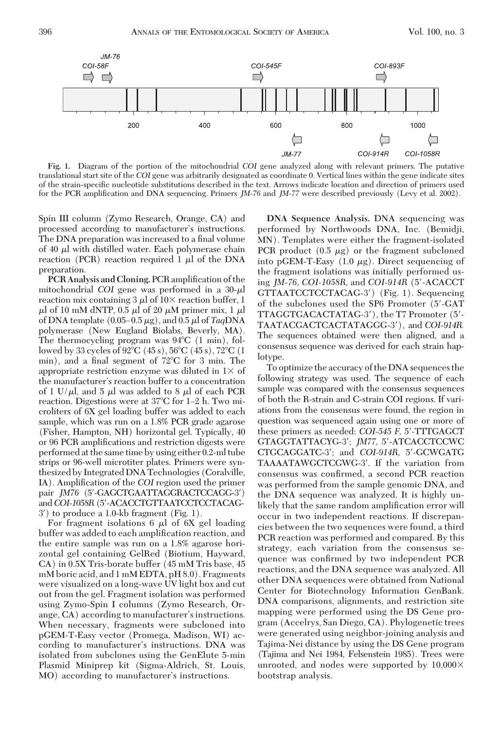Fig. 1. Diagram of the portion of the mitochondrial *COI* gene analyzed along with relevant primers. The putative translational start site of the *COI* gene was arbitrarily designated as coordinate 0. Vertical lines within the gene indicate sites of the strain-specific nucleotide substitutions described in the text. Arrows indicate location and direction of primers used for the PCR amplification and DNA sequencing. Primers *JM-76* and *JM-77* were described previously (Levy et al. 2002).

Spin III column (Zymo Research, Orange, CA) and processed according to manufacturer's instructions. The DNA preparation was increased to a final volume of 40 μl with distilled water. Each polymerase chain reaction (PCR) reaction required 1 μl of the DNA preparation.

**PCR Analysis and Cloning.** PCR amplification of the mitochondrial *COI* gene was performed in a 30-μl reaction mix containing 3 μl of 10× reaction buffer, 1 μl of 10 mM dNTP, 0.5 μl of 20 μM primer mix, 1 μl of DNA template (0.05–0.5 μg), and 0.5 μl of *Taq*DNA polymerase (New England Biolabs, Beverly, MA). The thermocycling program was 94°C (1 min), followed by 33 cycles of 92°C (45 s), 56°C (45 s), 72°C (1 min), and a final segment of 72°C for 3 min. The appropriate restriction enzyme was diluted in 1× of the manufacturer's reaction buffer to a concentration of 1 U/μl, and 5 μl was added to 8 μl of each PCR reaction. Digestions were at 37°C for 1–2 h. Two microliters of 6X gel loading buffer was added to each sample, which was run on a 1.8% PCR grade agarose (Fisher, Hampton, NH) horizontal gel. Typically, 40 or 96 PCR amplifications and restriction digests were performed at the same time by using either 0.2-ml tube strips or 96-well microtiter plates. Primers were synthesized by Integrated DNA Technologies (Coralville, IA). Amplification of the *COI* region used the primer pair *JM76* (5′-GAGCTGAATTAGGRACTCCAGG-3′) and *COI-1058R* (5′-ACACCTGTTAATCCTCCTACAG-3′) to produce a 1.0-kb fragment (Fig. 1).

For fragment isolations 6 μl of 6X gel loading buffer was added to each amplification reaction, and the entire sample was run on a 1.8% agarose horizontal gel containing GelRed (Biotium, Hayward, CA) in 0.5X Tris-borate buffer (45 mM Tris base, 45 mM boric acid, and 1 mM EDTA, pH 8.0). Fragments were visualized on a long-wave UV light box and cut out from the gel. Fragment isolation was performed using Zymo-Spin I columns (Zymo Research, Orange, CA) according to manufacturer's instructions. When necessary, fragments were subcloned into pGEM-T-Easy vector (Promega, Madison, WI) according to manufacturer's instructions. DNA was isolated from subclones using the GenElute 5-min Plasmid Miniprep kit (Sigma-Aldrich, St. Louis, MO) according to manufacturer's instructions.

**DNA Sequence Analysis.** DNA sequencing was performed by Northwoods DNA, Inc. (Bemidji, MN). Templates were either the fragment-isolated PCR product (0.5 μg) or the fragment subcloned into pGEM-T-Easy (1.0 μg). Direct sequencing of the fragment isolations was initially performed using *JM-76*, *COI-1058R*, and *COI-914R* (5′-ACACCTGTTAATCCTCCTACAG-3′) (Fig. 1). Sequencing of the subclones used the SP6 Promoter (5′-GATTTAGGTGACACTATAG-3′), the T7 Promoter (5′-TAATACGACTCACTATAGGG-3′), and *COI-914R*. The sequences obtained were then aligned, and a consensus sequence was derived for each strain haplotype.

To optimize the accuracy of the DNA sequences the following strategy was used. The sequence of each sample was compared with the consensus sequences of both the R-strain and C-strain COI regions. If variations from the consensus were found, the region in question was sequenced again using one or more of these primers as needed: *COI-545 F*, 5′-TTTGAGCTGTAGGTATTACYG-3′; *JM77*, 5′-ATCACCTCCWCCTGCAGGATC-3′; and *COI-914R*, 5′-GCWGATGTAAAATAWGCTCGWG-3′. If the variation from consensus was confirmed, a second PCR reaction was performed from the sample genomic DNA, and the DNA sequence was analyzed. It is highly unlikely that the same random amplification error will occur in two independent reactions. If discrepancies between the two sequences were found, a third PCR reaction was performed and compared. By this strategy, each variation from the consensus sequence was confirmed by two independent PCR reactions, and the DNA sequence was analyzed. All other DNA sequences were obtained from National Center for Biotechnology Information GenBank. DNA comparisons, alignments, and restriction site mapping were performed using the DS Gene program (Accelrys, San Diego, CA). Phylogenetic trees were generated using neighbor-joining analysis and Tajima-Nei distance by using the DS Gene program (Tajima and Nei 1984, Felsenstein 1985). Trees were unrooted, and nodes were supported by 10,000× bootstrap analysis.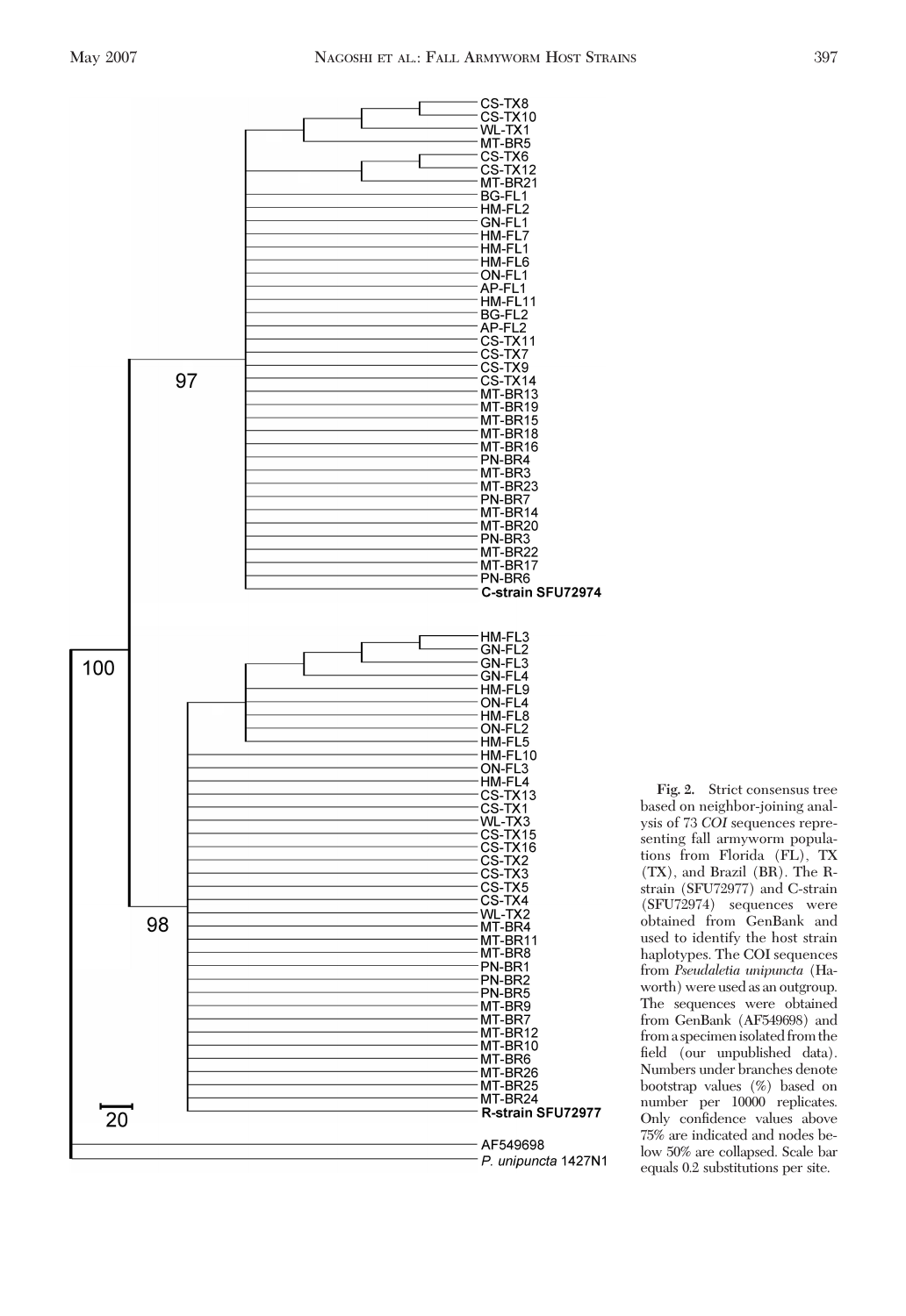**Fig. 2.** Strict consensus tree based on neighbor-joining analysis of 73 *COI* sequences representing fall armyworm populations from Florida (FL), TX (TX), and Brazil (BR). The R-strain (SFU72977) and C-strain (SFU72974) sequences were obtained from GenBank and used to identify the host strain haplotypes. The COI sequences from *Pseudaletia unipuncta* (Haworth) were used as an outgroup. The sequences were obtained from GenBank (AF549698) and from a specimen isolated from the field (our unpublished data). Numbers under branches denote bootstrap values (%) based on number per 10000 replicates. Only confidence values above 75% are indicated and nodes below 50% are collapsed. Scale bar equals 0.2 substitutions per site.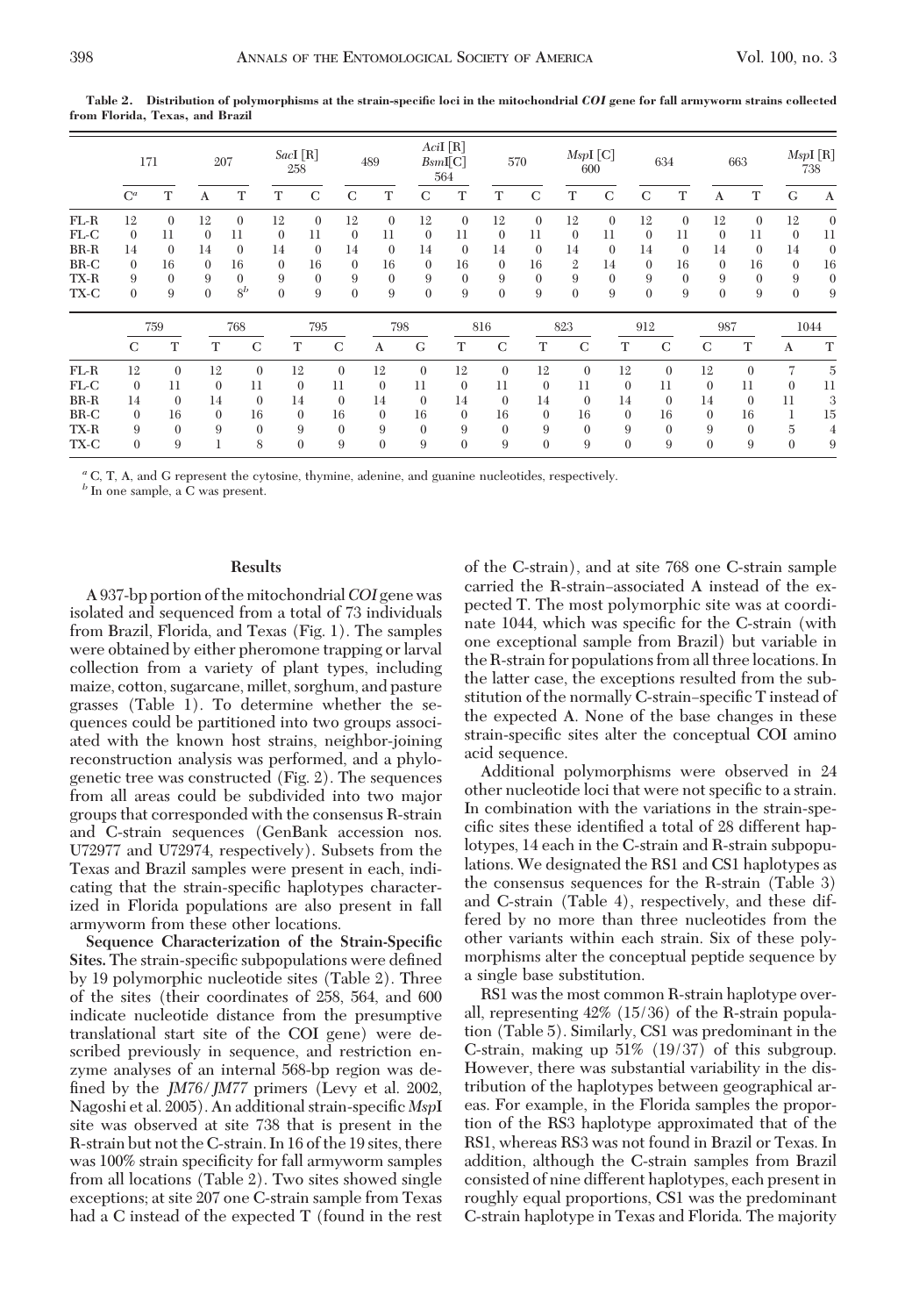**Table 2. Distribution of polymorphisms at the strain-specific loci in the mitochondrial *COI* gene for fall armyworm strains collected from Florida, Texas, and Brazil**

| | 171 | | 207 | | *Sac*I [R] 258 | | 489 | | *Aci*I [R] *Bsm*I[C] 564 | | 570 | | *Msp*I [C] 600 | | 634 | | 663 | | *Msp*I [R] 738 | |
|---|---|---|---|---|---|---|---|---|---|---|---|---|---|---|---|---|---|---|---|---|
| | C[a] | T | A | T | T | C | C | T | C | T | T | C | T | C | C | T | A | T | G | A |
| FL-R | 12 | 0 | 12 | 0 | 12 | 0 | 12 | 0 | 12 | 0 | 12 | 0 | 12 | 0 | 12 | 0 | 12 | 0 | 12 | 0 |
| FL-C | 0 | 11 | 0 | 11 | 0 | 11 | 0 | 11 | 0 | 11 | 0 | 11 | 0 | 11 | 0 | 11 | 0 | 11 | 0 | 11 |
| BR-R | 14 | 0 | 14 | 0 | 14 | 0 | 14 | 0 | 14 | 0 | 14 | 0 | 14 | 0 | 14 | 0 | 14 | 0 | 14 | 0 |
| BR-C | 0 | 16 | 0 | 16 | 0 | 16 | 0 | 16 | 0 | 16 | 0 | 16 | 2 | 14 | 0 | 16 | 0 | 16 | 0 | 16 |
| TX-R | 9 | 0 | 9 | 0 | 9 | 0 | 9 | 0 | 9 | 0 | 9 | 0 | 9 | 0 | 9 | 0 | 9 | 0 | 9 | 0 |
| TX-C | 0 | 9 | 0 | 8[b] | 0 | 9 | 0 | 9 | 0 | 9 | 0 | 9 | 0 | 9 | 0 | 9 | 0 | 9 | 0 | 9 |

| | 759 | | 768 | | 795 | | 798 | | 816 | | 823 | | 912 | | 987 | | 1044 | |
|---|---|---|---|---|---|---|---|---|---|---|---|---|---|---|---|---|---|---|
| | C | T | T | C | T | C | A | G | T | C | T | C | T | C | C | T | A | T |
| FL-R | 12 | 0 | 12 | 0 | 12 | 0 | 12 | 0 | 12 | 0 | 12 | 0 | 12 | 0 | 12 | 0 | 7 | 5 |
| FL-C | 0 | 11 | 0 | 11 | 0 | 11 | 0 | 11 | 0 | 11 | 0 | 11 | 0 | 11 | 0 | 11 | 0 | 11 |
| BR-R | 14 | 0 | 14 | 0 | 14 | 0 | 14 | 0 | 14 | 0 | 14 | 0 | 14 | 0 | 14 | 0 | 11 | 3 |
| BR-C | 0 | 16 | 0 | 16 | 0 | 16 | 0 | 16 | 0 | 16 | 0 | 16 | 0 | 16 | 0 | 16 | 1 | 15 |
| TX-R | 9 | 0 | 9 | 0 | 9 | 0 | 9 | 0 | 9 | 0 | 9 | 0 | 9 | 0 | 9 | 0 | 5 | 4 |
| TX-C | 0 | 9 | 1 | 8 | 0 | 9 | 0 | 9 | 0 | 9 | 0 | 9 | 0 | 9 | 0 | 9 | 0 | 9 |

[a] C, T, A, and G represent the cytosine, thymine, adenine, and guanine nucleotides, respectively.

[b] In one sample, a C was present.

## Results

A 937-bp portion of the mitochondrial *COI* gene was isolated and sequenced from a total of 73 individuals from Brazil, Florida, and Texas (Fig. 1). The samples were obtained by either pheromone trapping or larval collection from a variety of plant types, including maize, cotton, sugarcane, millet, sorghum, and pasture grasses (Table 1). To determine whether the sequences could be partitioned into two groups associated with the known host strains, neighbor-joining reconstruction analysis was performed, and a phylogenetic tree was constructed (Fig. 2). The sequences from all areas could be subdivided into two major groups that corresponded with the consensus R-strain and C-strain sequences (GenBank accession nos. U72977 and U72974, respectively). Subsets from the Texas and Brazil samples were present in each, indicating that the strain-specific haplotypes characterized in Florida populations are also present in fall armyworm from these other locations.

**Sequence Characterization of the Strain-Specific Sites.** The strain-specific subpopulations were defined by 19 polymorphic nucleotide sites (Table 2). Three of the sites (their coordinates of 258, 564, and 600 indicate nucleotide distance from the presumptive translational start site of the COI gene) were described previously in sequence, and restriction enzyme analyses of an internal 568-bp region was defined by the *JM76*/*JM77* primers (Levy et al. 2002, Nagoshi et al. 2005). An additional strain-specific *Msp*I site was observed at site 738 that is present in the R-strain but not the C-strain. In 16 of the 19 sites, there was 100% strain specificity for fall armyworm samples from all locations (Table 2). Two sites showed single exceptions; at site 207 one C-strain sample from Texas had a C instead of the expected T (found in the rest of the C-strain), and at site 768 one C-strain sample carried the R-strain–associated A instead of the expected T. The most polymorphic site was at coordinate 1044, which was specific for the C-strain (with one exceptional sample from Brazil) but variable in the R-strain for populations from all three locations. In the latter case, the exceptions resulted from the substitution of the normally C-strain–specific T instead of the expected A. None of the base changes in these strain-specific sites alter the conceptual COI amino acid sequence.

Additional polymorphisms were observed in 24 other nucleotide loci that were not specific to a strain. In combination with the variations in the strain-specific sites these identified a total of 28 different haplotypes, 14 each in the C-strain and R-strain subpopulations. We designated the RS1 and CS1 haplotypes as the consensus sequences for the R-strain (Table 3) and C-strain (Table 4), respectively, and these differed by no more than three nucleotides from the other variants within each strain. Six of these polymorphisms alter the conceptual peptide sequence by a single base substitution.

RS1 was the most common R-strain haplotype overall, representing 42% (15/36) of the R-strain population (Table 5). Similarly, CS1 was predominant in the C-strain, making up 51% (19/37) of this subgroup. However, there was substantial variability in the distribution of the haplotypes between geographical areas. For example, in the Florida samples the proportion of the RS3 haplotype approximated that of the RS1, whereas RS3 was not found in Brazil or Texas. In addition, although the C-strain samples from Brazil consisted of nine different haplotypes, each present in roughly equal proportions, CS1 was the predominant C-strain haplotype in Texas and Florida. The majority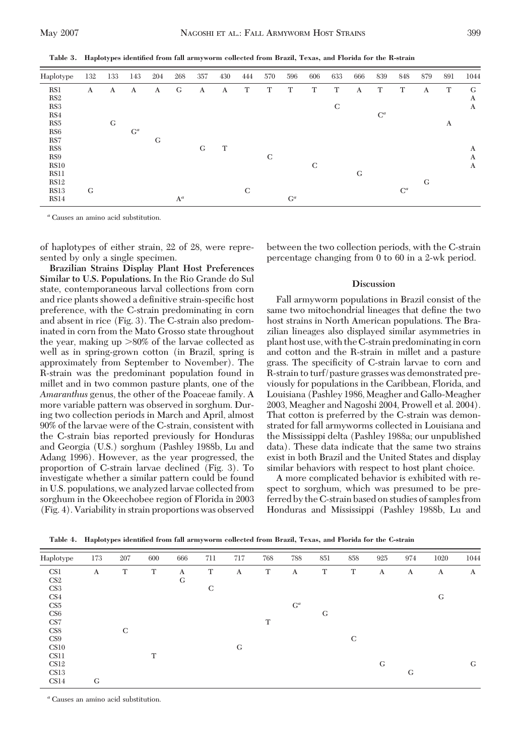**Table 3. Haplotypes identified from fall armyworm collected from Brazil, Texas, and Florida for the R-strain**

| Haplotype | 132 | 133 | 143 | 204 | 268 | 357 | 430 | 444 | 570 | 596 | 606 | 633 | 666 | 839 | 848 | 879 | 891 | 1044 |
|---|---|---|---|---|---|---|---|---|---|---|---|---|---|---|---|---|---|---|
| RS1 | A | A | A | A | G | A | A | T | T | T | T | T | A | T | T | A | T | G |
| RS2 | | | | | | | | | | | | | | | | | | A |
| RS3 | | | | | | | | | | | | C | | | | | | A |
| RS4 | | | | | | | | | | | | | | C[a] | | | | |
| RS5 | | G | | | | | | | | | | | | | | | A | |
| RS6 | | | G[a] | | | | | | | | | | | | | | | |
| RS7 | | | | G | | | | | | | | | | | | | | |
| RS8 | | | | | | G | T | | | | | | | | | | | A |
| RS9 | | | | | | | | | C | | | | | | | | | A |
| RS10 | | | | | | | | | | | C | | | | | | | A |
| RS11 | | | | | | | | | | | | | G | | | | | |
| RS12 | | | | | | | | | | | | | | | | G | | |
| RS13 | G | | | | | | | C | | | | | | | C[a] | | | |
| RS14 | | | | | A[a] | | | | | G[a] | | | | | | | | |

[a] Causes an amino acid substitution.

of haplotypes of either strain, 22 of 28, were represented by only a single specimen.

**Brazilian Strains Display Plant Host Preferences Similar to U.S. Populations.** In the Rio Grande do Sul state, contemporaneous larval collections from corn and rice plants showed a definitive strain-specific host preference, with the C-strain predominating in corn and absent in rice (Fig. 3). The C-strain also predominated in corn from the Mato Grosso state throughout the year, making up >80% of the larvae collected as well as in spring-grown cotton (in Brazil, spring is approximately from September to November). The R-strain was the predominant population found in millet and in two common pasture plants, one of the *Amaranthus* genus, the other of the Poaceae family. A more variable pattern was observed in sorghum. During two collection periods in March and April, almost 90% of the larvae were of the C-strain, consistent with the C-strain bias reported previously for Honduras and Georgia (U.S.) sorghum (Pashley 1988b, Lu and Adang 1996). However, as the year progressed, the proportion of C-strain larvae declined (Fig. 3). To investigate whether a similar pattern could be found in U.S. populations, we analyzed larvae collected from sorghum in the Okeechobee region of Florida in 2003 (Fig. 4). Variability in strain proportions was observed between the two collection periods, with the C-strain percentage changing from 0 to 60 in a 2-wk period.

## Discussion

Fall armyworm populations in Brazil consist of the same two mitochondrial lineages that define the two host strains in North American populations. The Brazilian lineages also displayed similar asymmetries in plant host use, with the C-strain predominating in corn and cotton and the R-strain in millet and a pasture grass. The specificity of C-strain larvae to corn and R-strain to turf/pasture grasses was demonstrated previously for populations in the Caribbean, Florida, and Louisiana (Pashley 1986, Meagher and Gallo-Meagher 2003, Meagher and Nagoshi 2004, Prowell et al. 2004). That cotton is preferred by the C-strain was demonstrated for fall armyworms collected in Louisiana and the Mississippi delta (Pashley 1988a; our unpublished data). These data indicate that the same two strains exist in both Brazil and the United States and display similar behaviors with respect to host plant choice.

A more complicated behavior is exhibited with respect to sorghum, which was presumed to be preferred by the C-strain based on studies of samples from Honduras and Mississippi (Pashley 1988b, Lu and

**Table 4. Haplotypes identified from fall armyworm collected from Brazil, Texas, and Florida for the C-strain**

| Haplotype | 173 | 207 | 600 | 666 | 711 | 717 | 768 | 788 | 851 | 858 | 925 | 974 | 1020 | 1044 |
|---|---|---|---|---|---|---|---|---|---|---|---|---|---|---|
| CS1 | A | T | T | A | T | A | T | A | T | T | A | A | A | A |
| CS2 | | | | G | | | | | | | | | | |
| CS3 | | | | | C | | | | | | | | | |
| CS4 | | | | | | | | | | | | | G | |
| CS5 | | | | | | | | G[a] | | | | | | |
| CS6 | | | | | | | | | G | | | | | |
| CS7 | | | | | | | T | | | | | | | |
| CS8 | | C | | | | | | | | | | | | |
| CS9 | | | | | | | | | | C | | | | |
| CS10 | | | | | | G | | | | | | | | |
| CS11 | | | T | | | | | | | | | | | |
| CS12 | | | | | | | | | | | G | | | G |
| CS13 | | | | | | | | | | | | G | | |
| CS14 | G | | | | | | | | | | | | | |

[a] Causes an amino acid substitution.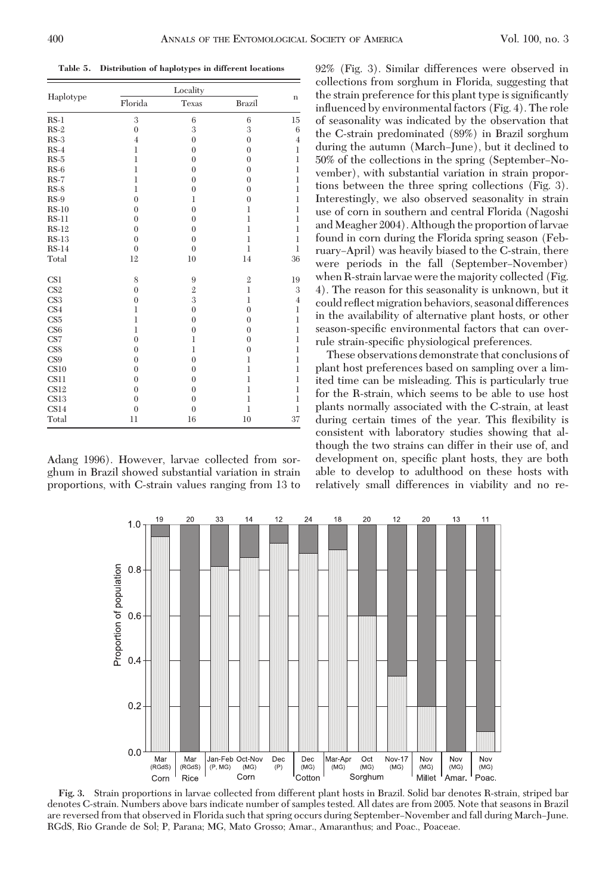**Table 5. Distribution of haplotypes in different locations**

| Haplotype | Locality | | | n |
|---|---|---|---|---|
| | Florida | Texas | Brazil | |
| RS-1 | 3 | 6 | 6 | 15 |
| RS-2 | 0 | 3 | 3 | 6 |
| RS-3 | 4 | 0 | 0 | 4 |
| RS-4 | 1 | 0 | 0 | 1 |
| RS-5 | 1 | 0 | 0 | 1 |
| RS-6 | 1 | 0 | 0 | 1 |
| RS-7 | 1 | 0 | 0 | 1 |
| RS-8 | 1 | 0 | 0 | 1 |
| RS-9 | 0 | 1 | 0 | 1 |
| RS-10 | 0 | 0 | 1 | 1 |
| RS-11 | 0 | 0 | 1 | 1 |
| RS-12 | 0 | 0 | 1 | 1 |
| RS-13 | 0 | 0 | 1 | 1 |
| RS-14 | 0 | 0 | 1 | 1 |
| Total | 12 | 10 | 14 | 36 |
| CS1 | 8 | 9 | 2 | 19 |
| CS2 | 0 | 2 | 1 | 3 |
| CS3 | 0 | 3 | 1 | 4 |
| CS4 | 1 | 0 | 0 | 1 |
| CS5 | 1 | 0 | 0 | 1 |
| CS6 | 1 | 0 | 0 | 1 |
| CS7 | 0 | 1 | 0 | 1 |
| CS8 | 0 | 1 | 0 | 1 |
| CS9 | 0 | 0 | 1 | 1 |
| CS10 | 0 | 0 | 1 | 1 |
| CS11 | 0 | 0 | 1 | 1 |
| CS12 | 0 | 0 | 1 | 1 |
| CS13 | 0 | 0 | 1 | 1 |
| CS14 | 0 | 0 | 1 | 1 |
| Total | 11 | 16 | 10 | 37 |

Adang 1996). However, larvae collected from sorghum in Brazil showed substantial variation in strain proportions, with C-strain values ranging from 13 to 92% (Fig. 3). Similar differences were observed in collections from sorghum in Florida, suggesting that the strain preference for this plant type is significantly influenced by environmental factors (Fig. 4). The role of seasonality was indicated by the observation that the C-strain predominated (89%) in Brazil sorghum during the autumn (March–June), but it declined to 50% of the collections in the spring (September–November), with substantial variation in strain proportions between the three spring collections (Fig. 3). Interestingly, we also observed seasonality in strain use of corn in southern and central Florida (Nagoshi and Meagher 2004). Although the proportion of larvae found in corn during the Florida spring season (February–April) was heavily biased to the C-strain, there were periods in the fall (September–November) when R-strain larvae were the majority collected (Fig. 4). The reason for this seasonality is unknown, but it could reflect migration behaviors, seasonal differences in the availability of alternative plant hosts, or other season-specific environmental factors that can overrule strain-specific physiological preferences.

These observations demonstrate that conclusions of plant host preferences based on sampling over a limited time can be misleading. This is particularly true for the R-strain, which seems to be able to use host plants normally associated with the C-strain, at least during certain times of the year. This flexibility is consistent with laboratory studies showing that although the two strains can differ in their use of, and development on, specific plant hosts, they are both able to develop to adulthood on these hosts with relatively small differences in viability and no re-

**Fig. 3.** Strain proportions in larvae collected from different plant hosts in Brazil. Solid bar denotes R-strain, striped bar denotes C-strain. Numbers above bars indicate number of samples tested. All dates are from 2005. Note that seasons in Brazil are reversed from that observed in Florida such that spring occurs during September–November and fall during March–June. RGdS, Rio Grande de Sol; P, Parana; MG, Mato Grosso; Amar., Amaranthus; and Poac., Poaceae.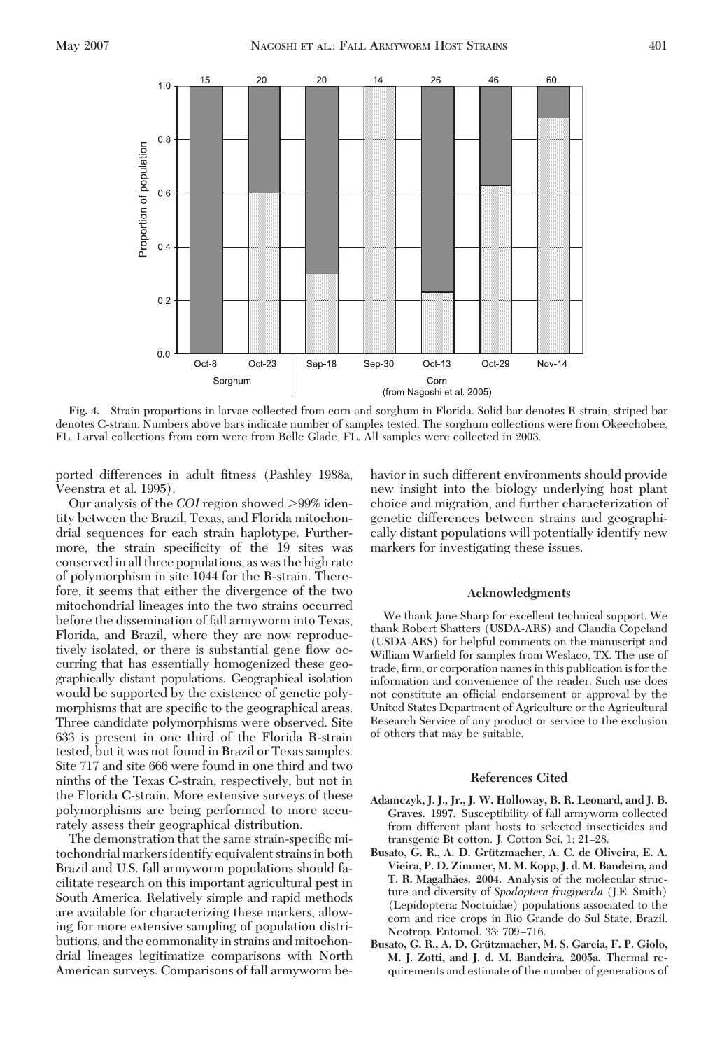**Fig. 4.** Strain proportions in larvae collected from corn and sorghum in Florida. Solid bar denotes R-strain, striped bar denotes C-strain. Numbers above bars indicate number of samples tested. The sorghum collections were from Okeechobee, FL. Larval collections from corn were from Belle Glade, FL. All samples were collected in 2003.

ported differences in adult fitness (Pashley 1988a, Veenstra et al. 1995).

Our analysis of the *COI* region showed >99% identity between the Brazil, Texas, and Florida mitochondrial sequences for each strain haplotype. Furthermore, the strain specificity of the 19 sites was conserved in all three populations, as was the high rate of polymorphism in site 1044 for the R-strain. Therefore, it seems that either the divergence of the two mitochondrial lineages into the two strains occurred before the dissemination of fall armyworm into Texas, Florida, and Brazil, where they are now reproductively isolated, or there is substantial gene flow occurring that has essentially homogenized these geographically distant populations. Geographical isolation would be supported by the existence of genetic polymorphisms that are specific to the geographical areas. Three candidate polymorphisms were observed. Site 633 is present in one third of the Florida R-strain tested, but it was not found in Brazil or Texas samples. Site 717 and site 666 were found in one third and two ninths of the Texas C-strain, respectively, but not in the Florida C-strain. More extensive surveys of these polymorphisms are being performed to more accurately assess their geographical distribution.

The demonstration that the same strain-specific mitochondrial markers identify equivalent strains in both Brazil and U.S. fall armyworm populations should facilitate research on this important agricultural pest in South America. Relatively simple and rapid methods are available for characterizing these markers, allowing for more extensive sampling of population distributions, and the commonality in strains and mitochondrial lineages legitimatize comparisons with North American surveys. Comparisons of fall armyworm behavior in such different environments should provide new insight into the biology underlying host plant choice and migration, and further characterization of genetic differences between strains and geographically distant populations will potentially identify new markers for investigating these issues.

## Acknowledgments

We thank Jane Sharp for excellent technical support. We thank Robert Shatters (USDA-ARS) and Claudia Copeland (USDA-ARS) for helpful comments on the manuscript and William Warfield for samples from Weslaco, TX. The use of trade, firm, or corporation names in this publication is for the information and convenience of the reader. Such use does not constitute an official endorsement or approval by the United States Department of Agriculture or the Agricultural Research Service of any product or service to the exclusion of others that may be suitable.

## References Cited

**Adamczyk, J. J., Jr., J. W. Holloway, B. R. Leonard, and J. B. Graves. 1997.** Susceptibility of fall armyworm collected from different plant hosts to selected insecticides and transgenic Bt cotton. J. Cotton Sci. 1: 21–28.

**Busato, G. R., A. D. Grützmacher, A. C. de Oliveira, E. A. Vieira, P. D. Zimmer, M. M. Kopp, J. d. M. Bandeira, and T. R. Magalhães. 2004.** Analysis of the molecular structure and diversity of *Spodoptera frugiperda* (J.E. Smith) (Lepidoptera: Noctuidae) populations associated to the corn and rice crops in Rio Grande do Sul State, Brazil. Neotrop. Entomol. 33: 709–716.

**Busato, G. R., A. D. Grützmacher, M. S. Garcia, F. P. Giolo, M. J. Zotti, and J. d. M. Bandeira. 2005a.** Thermal requirements and estimate of the number of generations of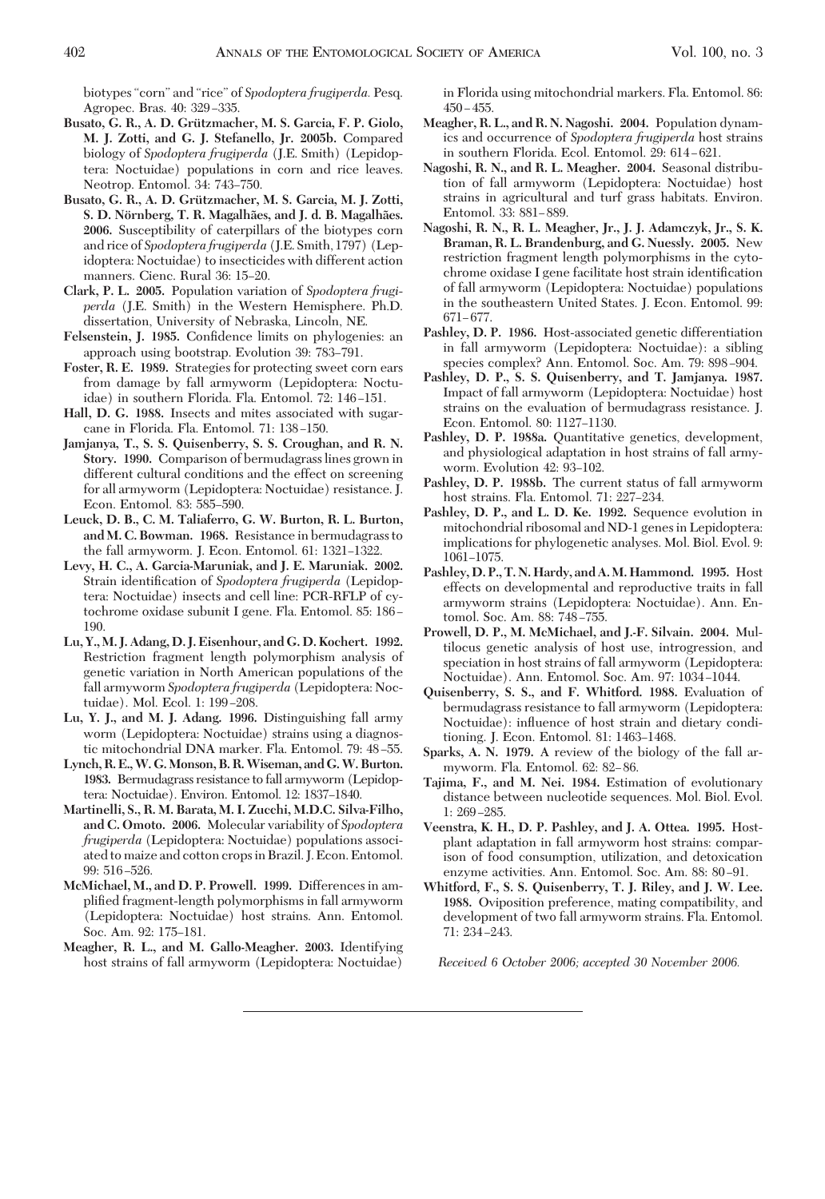biotypes "corn" and "rice" of *Spodoptera frugiperda.* Pesq. Agropec. Bras. 40: 329–335.

**Busato, G. R., A. D. Grützmacher, M. S. Garcia, F. P. Giolo, M. J. Zotti, and G. J. Stefanello, Jr. 2005b.** Compared biology of *Spodoptera frugiperda* (J.E. Smith) (Lepidoptera: Noctuidae) populations in corn and rice leaves. Neotrop. Entomol. 34: 743–750.

**Busato, G. R., A. D. Grützmacher, M. S. Garcia, M. J. Zotti, S. D. Nörnberg, T. R. Magalhães, and J. d. B. Magalhães. 2006.** Susceptibility of caterpillars of the biotypes corn and rice of *Spodoptera frugiperda* (J.E. Smith, 1797) (Lepidoptera: Noctuidae) to insecticides with different action manners. Cienc. Rural 36: 15–20.

**Clark, P. L. 2005.** Population variation of *Spodoptera frugiperda* (J.E. Smith) in the Western Hemisphere. Ph.D. dissertation, University of Nebraska, Lincoln, NE.

**Felsenstein, J. 1985.** Confidence limits on phylogenies: an approach using bootstrap. Evolution 39: 783–791.

**Foster, R. E. 1989.** Strategies for protecting sweet corn ears from damage by fall armyworm (Lepidoptera: Noctuidae) in southern Florida. Fla. Entomol. 72: 146–151.

**Hall, D. G. 1988.** Insects and mites associated with sugarcane in Florida. Fla. Entomol. 71: 138–150.

**Jamjanya, T., S. S. Quisenberry, S. S. Croughan, and R. N. Story. 1990.** Comparison of bermudagrass lines grown in different cultural conditions and the effect on screening for all armyworm (Lepidoptera: Noctuidae) resistance. J. Econ. Entomol. 83: 585–590.

**Leuck, D. B., C. M. Taliaferro, G. W. Burton, R. L. Burton, and M. C. Bowman. 1968.** Resistance in bermudagrass to the fall armyworm. J. Econ. Entomol. 61: 1321–1322.

**Levy, H. C., A. Garcia-Maruniak, and J. E. Maruniak. 2002.** Strain identification of *Spodoptera frugiperda* (Lepidoptera: Noctuidae) insects and cell line: PCR-RFLP of cytochrome oxidase subunit I gene. Fla. Entomol. 85: 186–190.

**Lu, Y., M. J. Adang, D. J. Eisenhour, and G. D. Kochert. 1992.** Restriction fragment length polymorphism analysis of genetic variation in North American populations of the fall armyworm *Spodoptera frugiperda* (Lepidoptera: Noctuidae). Mol. Ecol. 1: 199–208.

**Lu, Y. J., and M. J. Adang. 1996.** Distinguishing fall army worm (Lepidoptera: Noctuidae) strains using a diagnostic mitochondrial DNA marker. Fla. Entomol. 79: 48–55.

**Lynch, R. E., W. G. Monson, B. R. Wiseman, and G. W. Burton. 1983.** Bermudagrass resistance to fall armyworm (Lepidoptera: Noctuidae). Environ. Entomol. 12: 1837–1840.

**Martinelli, S., R. M. Barata, M. I. Zucchi, M.D.C. Silva-Filho, and C. Omoto. 2006.** Molecular variability of *Spodoptera frugiperda* (Lepidoptera: Noctuidae) populations associated to maize and cotton crops in Brazil. J. Econ. Entomol. 99: 516–526.

**McMichael, M., and D. P. Prowell. 1999.** Differences in amplified fragment-length polymorphisms in fall armyworm (Lepidoptera: Noctuidae) host strains. Ann. Entomol. Soc. Am. 92: 175–181.

**Meagher, R. L., and M. Gallo-Meagher. 2003.** Identifying host strains of fall armyworm (Lepidoptera: Noctuidae) in Florida using mitochondrial markers. Fla. Entomol. 86: 450–455.

**Meagher, R. L., and R. N. Nagoshi. 2004.** Population dynamics and occurrence of *Spodoptera frugiperda* host strains in southern Florida. Ecol. Entomol. 29: 614–621.

**Nagoshi, R. N., and R. L. Meagher. 2004.** Seasonal distribution of fall armyworm (Lepidoptera: Noctuidae) host strains in agricultural and turf grass habitats. Environ. Entomol. 33: 881–889.

**Nagoshi, R. N., R. L. Meagher, Jr., J. J. Adamczyk, Jr., S. K. Braman, R. L. Brandenburg, and G. Nuessly. 2005.** New restriction fragment length polymorphisms in the cytochrome oxidase I gene facilitate host strain identification of fall armyworm (Lepidoptera: Noctuidae) populations in the southeastern United States. J. Econ. Entomol. 99: 671–677.

**Pashley, D. P. 1986.** Host-associated genetic differentiation in fall armyworm (Lepidoptera: Noctuidae): a sibling species complex? Ann. Entomol. Soc. Am. 79: 898–904.

**Pashley, D. P., S. S. Quisenberry, and T. Jamjanya. 1987.** Impact of fall armyworm (Lepidoptera: Noctuidae) host strains on the evaluation of bermudagrass resistance. J. Econ. Entomol. 80: 1127–1130.

**Pashley, D. P. 1988a.** Quantitative genetics, development, and physiological adaptation in host strains of fall armyworm. Evolution 42: 93–102.

**Pashley, D. P. 1988b.** The current status of fall armyworm host strains. Fla. Entomol. 71: 227–234.

**Pashley, D. P., and L. D. Ke. 1992.** Sequence evolution in mitochondrial ribosomal and ND-1 genes in Lepidoptera: implications for phylogenetic analyses. Mol. Biol. Evol. 9: 1061–1075.

**Pashley, D. P., T. N. Hardy, and A. M. Hammond. 1995.** Host effects on developmental and reproductive traits in fall armyworm strains (Lepidoptera: Noctuidae). Ann. Entomol. Soc. Am. 88: 748–755.

**Prowell, D. P., M. McMichael, and J.-F. Silvain. 2004.** Multilocus genetic analysis of host use, introgression, and speciation in host strains of fall armyworm (Lepidoptera: Noctuidae). Ann. Entomol. Soc. Am. 97: 1034–1044.

**Quisenberry, S. S., and F. Whitford. 1988.** Evaluation of bermudagrass resistance to fall armyworm (Lepidoptera: Noctuidae): influence of host strain and dietary conditioning. J. Econ. Entomol. 81: 1463–1468.

**Sparks, A. N. 1979.** A review of the biology of the fall armyworm. Fla. Entomol. 62: 82–86.

**Tajima, F., and M. Nei. 1984.** Estimation of evolutionary distance between nucleotide sequences. Mol. Biol. Evol. 1: 269–285.

**Veenstra, K. H., D. P. Pashley, and J. A. Ottea. 1995.** Host-plant adaptation in fall armyworm host strains: comparison of food consumption, utilization, and detoxication enzyme activities. Ann. Entomol. Soc. Am. 88: 80–91.

**Whitford, F., S. S. Quisenberry, T. J. Riley, and J. W. Lee. 1988.** Oviposition preference, mating compatibility, and development of two fall armyworm strains. Fla. Entomol. 71: 234–243.

*Received 6 October 2006; accepted 30 November 2006.*